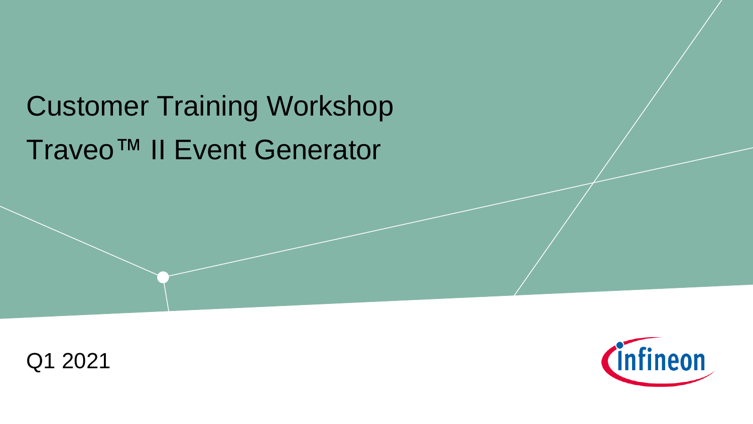# Customer Training Workshop

# Traveo™ II Event Generator

Q1 2021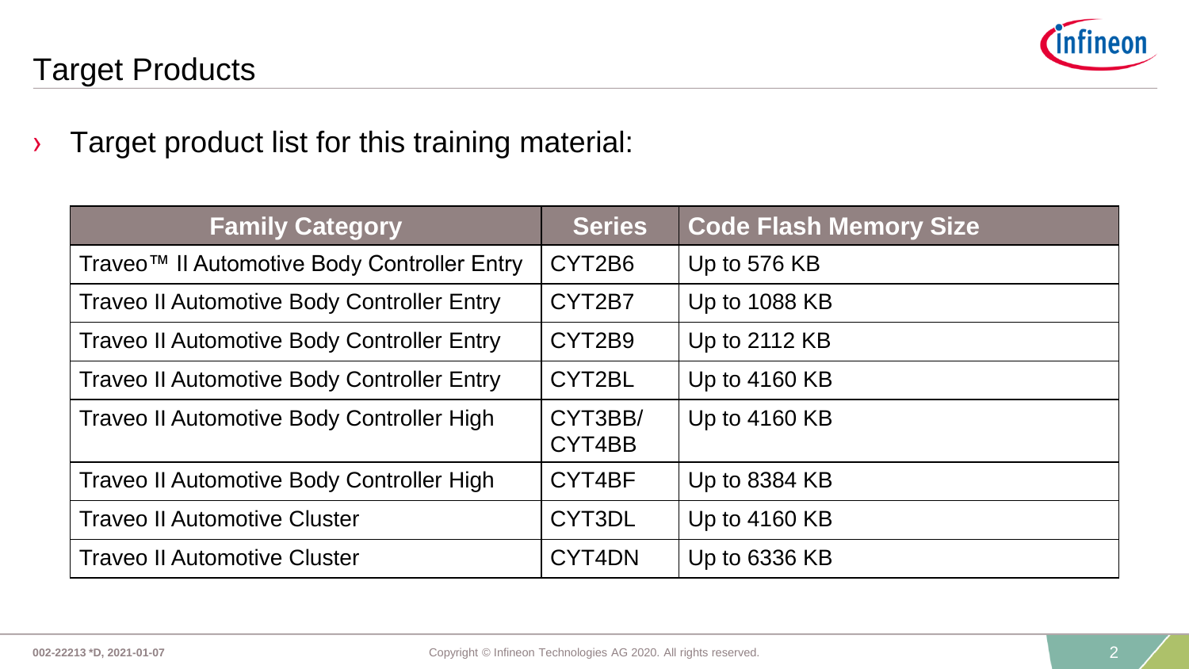# Target Products

- Target product list for this training material:

| Family Category | Series | Code Flash Memory Size |
| --- | --- | --- |
| Traveo™ II Automotive Body Controller Entry | CYT2B6 | Up to 576 KB |
| Traveo II Automotive Body Controller Entry | CYT2B7 | Up to 1088 KB |
| Traveo II Automotive Body Controller Entry | CYT2B9 | Up to 2112 KB |
| Traveo II Automotive Body Controller Entry | CYT2BL | Up to 4160 KB |
| Traveo II Automotive Body Controller High | CYT3BB/ CYT4BB | Up to 4160 KB |
| Traveo II Automotive Body Controller High | CYT4BF | Up to 8384 KB |
| Traveo II Automotive Cluster | CYT3DL | Up to 4160 KB |
| Traveo II Automotive Cluster | CYT4DN | Up to 6336 KB |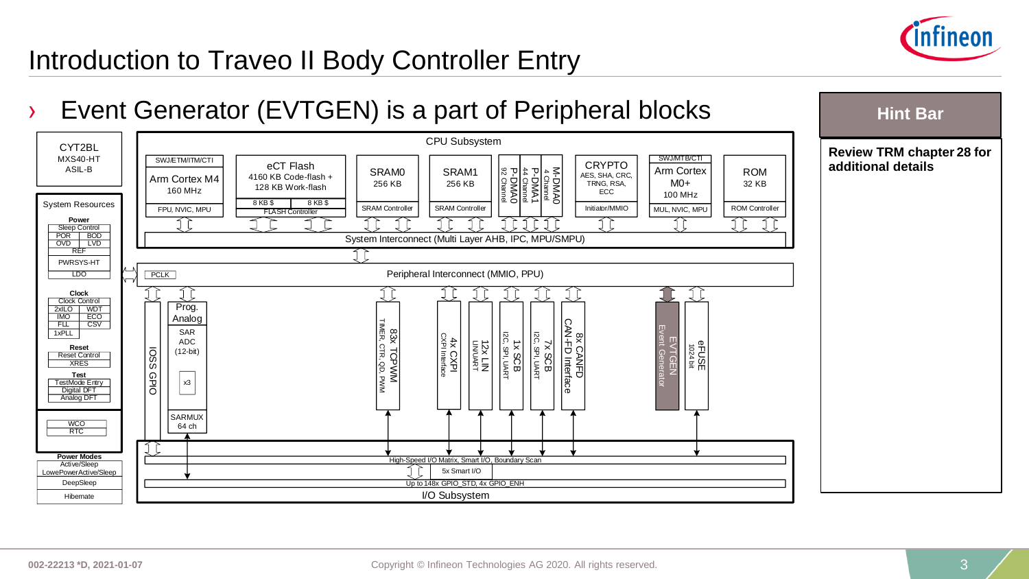# Introduction to Traveo II Body Controller Entry

› Event Generator (EVTGEN) is a part of Peripheral blocks

**Hint Bar**

**Review TRM chapter 28 for additional details**

CYT2BL
MXS40-HT
ASIL-B

System Resources

**Power**
Sleep Control
POR | BOD
OVD | LVD
REF
PWRSYS-HT
LDO

**Clock**
Clock Control
2xILO | WDT
IMO | ECO
FLL | CSV
1xPLL

**Reset**
Reset Control
XRES

**Test**
TestMode Entry
Digital DFT
Analog DFT

WCO
RTC

**Power Modes**
Active/Sleep
LowePowerActive/Sleep
DeepSleep
Hibernate

CPU Subsystem

SWJ/ETM/ITM/CTI
Arm Cortex M4
160 MHz
FPU, NVIC, MPU

eCT Flash
4160 KB Code-flash +
128 KB Work-flash
8 KB $ | 8 KB $
FLASH Controller

SRAM0
256 KB
SRAM Controller

SRAM1
256 KB
SRAM Controller

P-DMA0
92 Channel

P-DMA1
44 Channel

M-DMA0
4 Channel

CRYPTO
AES, SHA, CRC, TRNG, RSA, ECC
Initiator/MMIO

SWJ/MTB/CTI
Arm Cortex M0+
100 MHz
MUL, NVIC, MPU

ROM
32 KB
ROM Controller

System Interconnect (Multi Layer AHB, IPC, MPU/SMPU)

PCLK
Peripheral Interconnect (MMIO, PPU)

IOSS GPIO

Prog. Analog
SAR ADC (12-bit)
x3
SARMUX 64 ch

83x TCPWM
TIMER, CTR, QD, PWM

4x CXPI
CXPI Interface

12x LIN
LIN/UART

1x SCB
I2C, SPI, UART

7x SCB
I2C, SPI, UART

8x CANFD
CAN-FD Interface

EVTGEN
Event Generator

eFUSE
1024 bit

High-Speed I/O Matrix, Smart I/O, Boundary Scan
5x Smart I/O
Up to 148x GPIO_STD, 4x GPIO_ENH
I/O Subsystem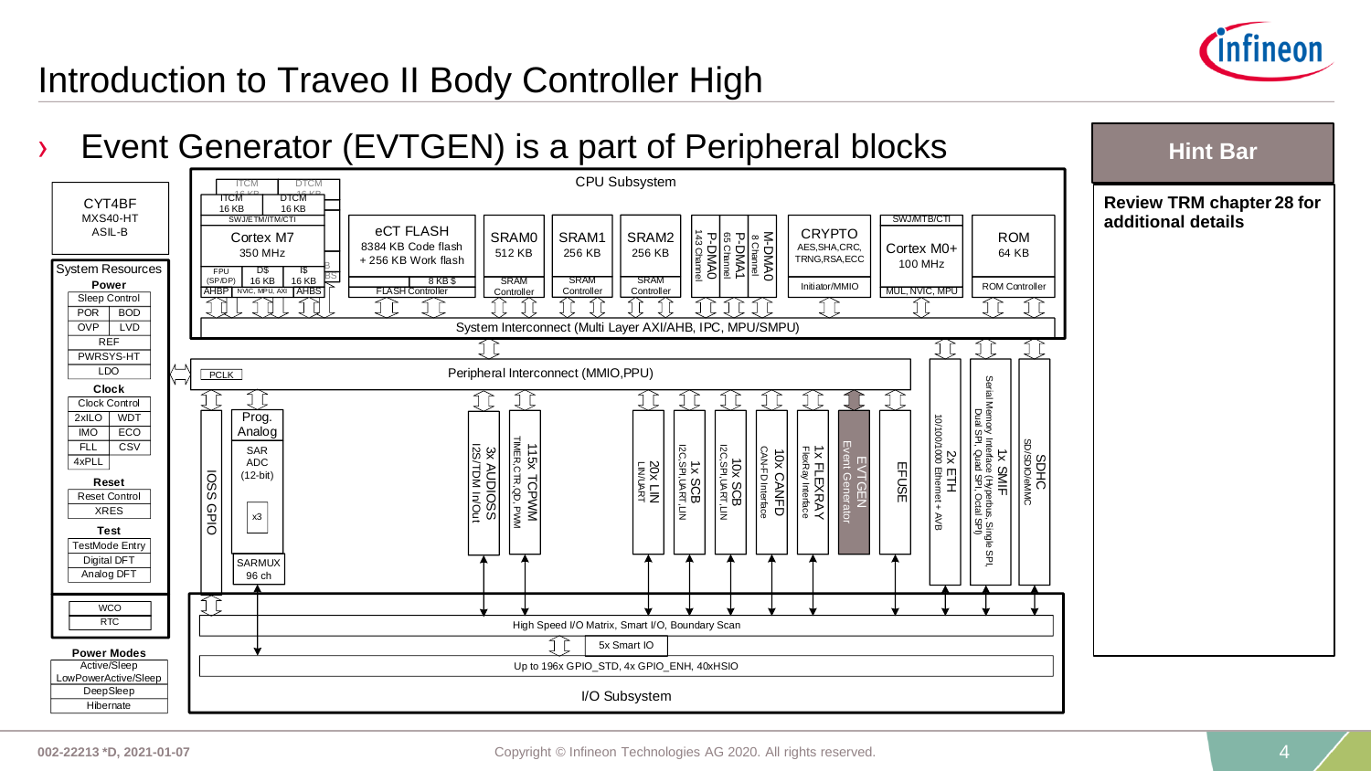# Introduction to Traveo II Body Controller High

› Event Generator (EVTGEN) is a part of Peripheral blocks

**Hint Bar**

**Review TRM chapter 28 for additional details**

CYT4BF
MXS40-HT
ASIL-B

CPU Subsystem

ITCM 16 KB | DTCM 16 KB | SWJ/ETM/ITM/CTI
Cortex M7 350 MHz
FPU (SP/DP) | D$ 16 KB | I$ 16 KB
AHBP | NVIC, MPU, AXI | AHBS

eCT FLASH
8384 KB Code flash + 256 KB Work flash
8 KB $
FLASH Controller

SRAM0 512 KB — SRAM Controller
SRAM1 256 KB — SRAM Controller
SRAM2 256 KB — SRAM Controller

P-DMA0 143 Channel
P-DMA1 65 Channel
M-DMA0 8 Channel

CRYPTO
AES,SHA,CRC, TRNG,RSA,ECC
Initiator/MMIO

SWJ/MTB/CTI
Cortex M0+ 100 MHz
MUL, NVIC, MPU

ROM 64 KB
ROM Controller

System Interconnect (Multi Layer AXI/AHB, IPC, MPU/SMPU)

System Resources
- Power
  - Sleep Control
  - POR | BOD
  - OVP | LVD
  - REF
  - PWRSYS-HT
  - LDO
- Clock
  - Clock Control
  - 2xILO | WDT
  - IMO | ECO
  - FLL | CSV
  - 4xPLL
- Reset
  - Reset Control
  - XRES
- Test
  - TestMode Entry
  - Digital DFT
  - Analog DFT

WCO
RTC

Power Modes
- Active/Sleep
- LowPowerActive/Sleep
- DeepSleep
- Hibernate

PCLK

Peripheral Interconnect (MMIO,PPU)

- IOSS GPIO
- Prog. Analog: SAR ADC (12-bit), x3; SARMUX 96 ch
- 3x AUDIOSS — I2S/TDM In/Out
- 115x TCPWM — TIMER,CTR,QD, PWM
- 20x LIN — LIN/UART
- 1x SCB — I2C,SPI,UART,LIN
- 10x SCB — I2C,SPI,UART,LIN
- 10x CANFD — CAN-FD Interface
- 1x FLEXRAY — FlexRay Interface
- EVTGEN — Event Generator
- EFUSE
- 2x ETH — 10/100/1000 Ethernet + AVB
- 1x SMIF — Serial Memory Interface (Hyperbus, Single SPI, Dual SPI, Quad SPI, Octal SPI)
- SDHC — SD/SDIO/eMMC

High Speed I/O Matrix, Smart I/O, Boundary Scan

5x Smart IO

Up to 196x GPIO_STD, 4x GPIO_ENH, 40xHSIO

I/O Subsystem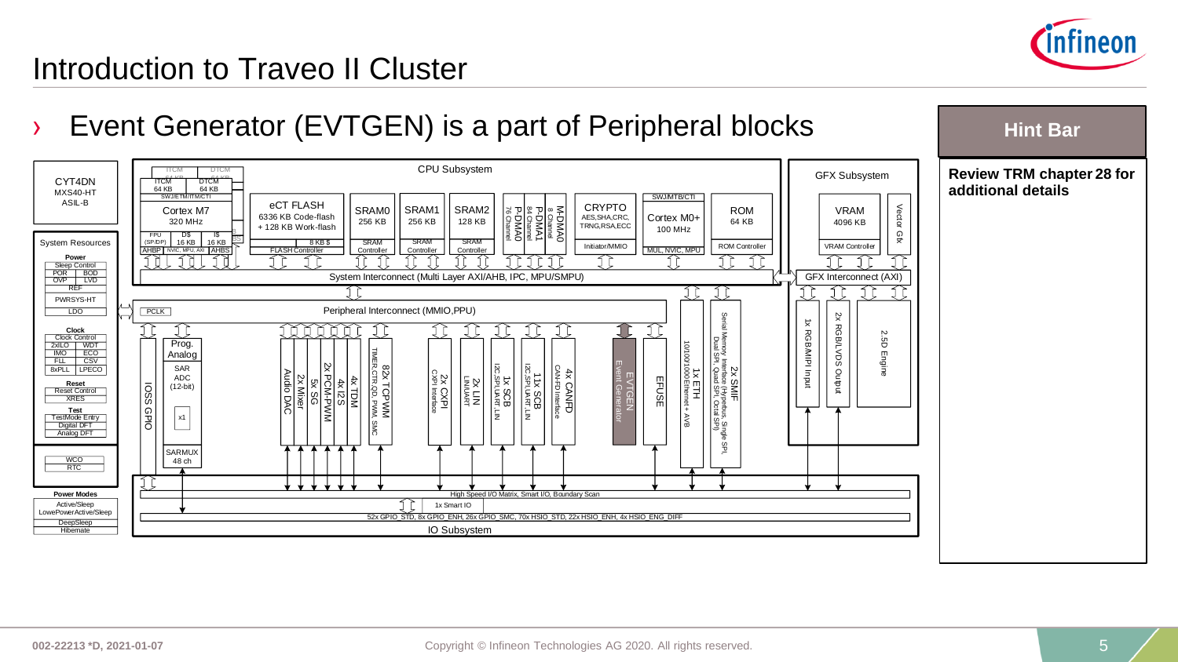# Introduction to Traveo II Cluster

› Event Generator (EVTGEN) is a part of Peripheral blocks

**Hint Bar**

**Review TRM chapter 28 for additional details**

CYT4DN
MXS40-HT
ASIL-B

System Resources

- Power: Sleep Control, POR, BOD, OVP, LVD, REF, PWRSYS-HT, LDO
- Clock: Clock Control, 2xILO, WDT, IMO, ECO, FLL, CSV, 8xPLL, LPECO
- Reset: Reset Control, XRES
- Test: TestMode Entry, Digital DFT, Analog DFT
- WCO, RTC

Power Modes: Active/Sleep, LowePowerActive/Sleep, DeepSleep, Hibernate

CPU Subsystem

- ITCM 64 KB, DTCM 64 KB, SWJ/ETM/ITM/CTI
- Cortex M7 320 MHz; FPU (SP/DP), D$ 16 KB, I$ 16 KB; AHBP, NVIC, MPU, AXI, AHBS
- eCT FLASH: 6336 KB Code-flash + 128 KB Work-flash; 8 KB $; FLASH Controller
- SRAM0 256 KB, SRAM Controller
- SRAM1 256 KB, SRAM Controller
- SRAM2 128 KB, SRAM Controller
- P-DMA0 76 Channel; P-DMA1 84 Channel; M-DMA0 8 Channel
- CRYPTO: AES, SHA, CRC, TRNG, RSA, ECC; Initiator/MMIO
- SWJ/MTB/CTI; Cortex M0+ 100 MHz; MUL, NVIC, MPU
- ROM 64 KB, ROM Controller
- System Interconnect (Multi Layer AXI/AHB, IPC, MPU/SMPU)

GFX Subsystem

- VRAM 4096 KB, VRAM Controller
- Vector Gfx
- GFX Interconnect (AXI)
- 1x RGB/MIPI Input
- 2x RGB/LVDS Output
- 2.5D Engine

Peripheral Interconnect (MMIO,PPU), PCLK

- IOSS GPIO
- Prog. Analog: SAR ADC (12-bit), x1, SARMUX 48 ch
- Audio DAC
- 2x Mixer
- 5x SG
- 2x PCM-PWM
- 4x I2S
- 4x TDM
- 82x TCPWM: TIMER, CTR, QD, PWM, SMC
- 2x CXPI: CXPI Interface
- 2x LIN: LIN/UART
- 1x SCB: I2C, SPI, UART, LIN
- 11x SCB: I2C, SPI, UART, LIN
- 4x CANFD: CAN-FD Interface
- EVTGEN: Event Generator
- EFUSE
- 1x ETH: 10/100/1000 Ethernet + AVB
- 2x SMIF: Serial Memory Interface (Hyperbus, Single SPI, Dual SPI, Quad SPI, Octal SPI)

IO Subsystem

- High Speed I/O Matrix, Smart I/O, Boundary Scan
- 1x Smart IO
- 52x GPIO_STD, 8x GPIO_ENH, 26x GPIO_SMC, 70x HSIO_STD, 22x HSIO_ENH, 4x HSIO_ENG_DIFF

002-22213 *D, 2021-01-07

Copyright © Infineon Technologies AG 2020. All rights reserved.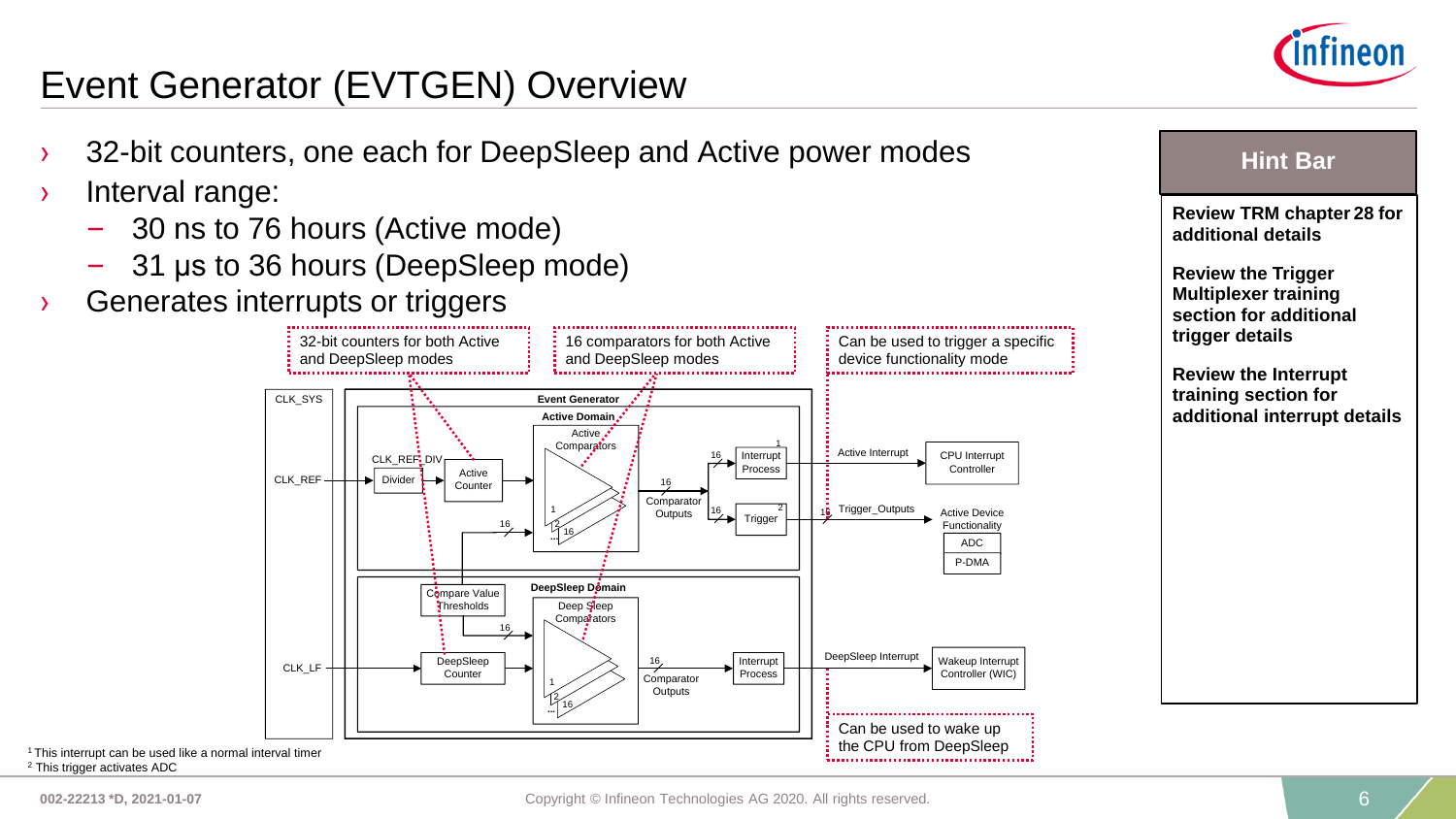# Event Generator (EVTGEN) Overview

- 32-bit counters, one each for DeepSleep and Active power modes
- Interval range:
  - 30 ns to 76 hours (Active mode)
  - 31 µs to 36 hours (DeepSleep mode)
- Generates interrupts or triggers

32-bit counters for both Active and DeepSleep modes

16 comparators for both Active and DeepSleep modes

Can be used to trigger a specific device functionality mode

CLK_SYS

CLK_REF

CLK_LF

Event Generator

Active Domain

CLK_REF_DIV

Divider

Active Counter

Active Comparators

Comparator Outputs

Interrupt Process[1]

Trigger[2]

Active Interrupt

CPU Interrupt Controller

Trigger_Outputs

Active Device Functionality

ADC

P-DMA

Compare Value Thresholds

DeepSleep Domain

DeepSleep Counter

Deep Sleep Comparators

Comparator Outputs

Interrupt Process

DeepSleep Interrupt

Wakeup Interrupt Controller (WIC)

Can be used to wake up the CPU from DeepSleep

[1] This interrupt can be used like a normal interval timer

[2] This trigger activates ADC

**Hint Bar**

**Review TRM chapter 28 for additional details**

**Review the Trigger Multiplexer training section for additional trigger details**

**Review the Interrupt training section for additional interrupt details**

002-22213 *D, 2021-01-07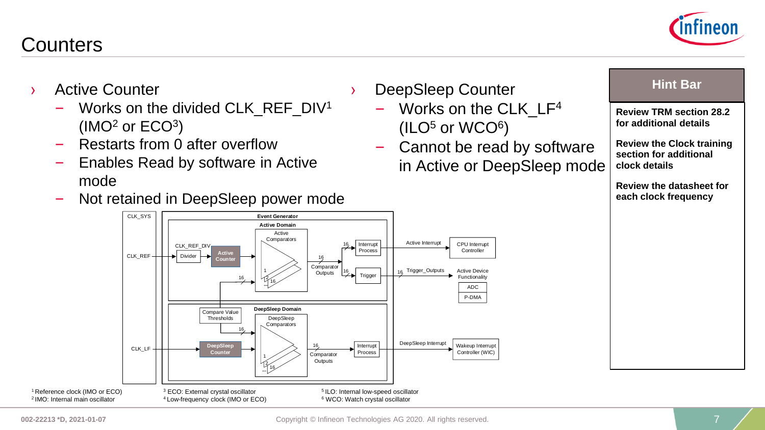# Counters

- Active Counter
  - Works on the divided CLK_REF_DIV[1] (IMO[2] or ECO[3])
  - Restarts from 0 after overflow
  - Enables Read by software in Active mode
  - Not retained in DeepSleep power mode

- DeepSleep Counter
  - Works on the CLK_LF[4] (ILO[5] or WCO[6])
  - Cannot be read by software in Active or DeepSleep mode

**Hint Bar**

**Review TRM section 28.2 for additional details**

**Review the Clock training section for additional clock details**

**Review the datasheet for each clock frequency**

CLK_SYS | Event Generator | Active Domain | CLK_REF | Divider | CLK_REF_DIV | Active Counter | Active Comparators | 1 | 2 | ... | 16 | Comparator Outputs | 16 | Interrupt Process | Active Interrupt | CPU Interrupt Controller | Trigger | 16 | Trigger_Outputs | Active Device Functionality | ADC | P-DMA | Compare Value Thresholds | DeepSleep Domain | DeepSleep Comparators | CLK_LF | DeepSleep Counter | Interrupt Process | DeepSleep Interrupt | Wakeup Interrupt Controller (WIC)

[1] Reference clock (IMO or ECO)
[2] IMO: Internal main oscillator
[3] ECO: External crystal oscillator
[4] Low-frequency clock (IMO or ECO)
[5] ILO: Internal low-speed oscillator
[6] WCO: Watch crystal oscillator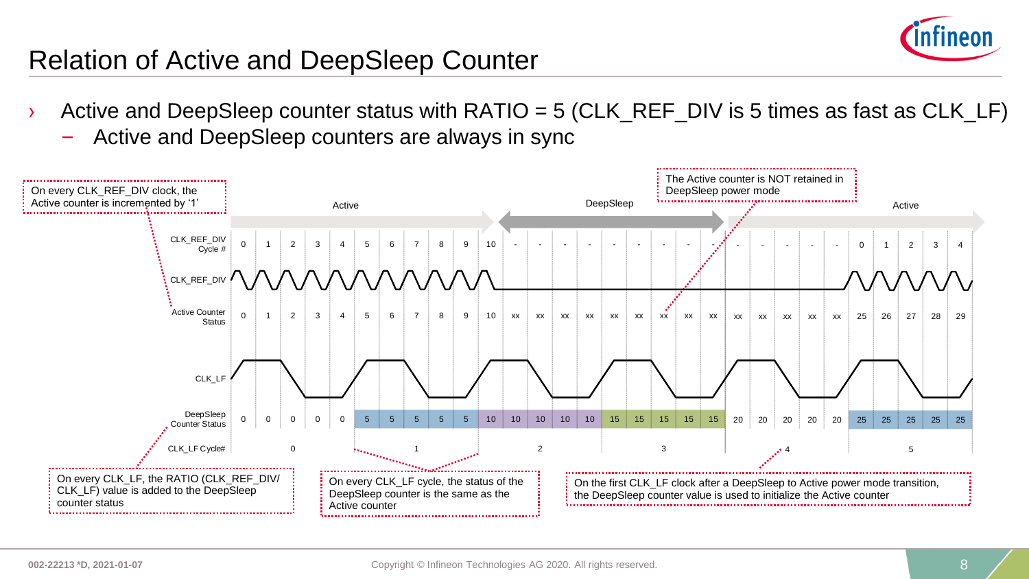# Relation of Active and DeepSleep Counter

- Active and DeepSleep counter status with RATIO = 5 (CLK_REF_DIV is 5 times as fast as CLK_LF)
  - Active and DeepSleep counters are always in sync

| Power mode | Active | | | | | | | | | | | DeepSleep | | | | | | | | | Active | | | | | | | | | |
|---|---|---|---|---|---|---|---|---|---|---|---|---|---|---|---|---|---|---|---|---|---|---|---|---|---|---|---|---|---|---|
| CLK_REF_DIV Cycle # | 0 | 1 | 2 | 3 | 4 | 5 | 6 | 7 | 8 | 9 | 10 | - | - | - | - | - | - | - | - | - | - | - | - | - | - | 0 | 1 | 2 | 3 | 4 |
| Active Counter Status | 0 | 1 | 2 | 3 | 4 | 5 | 6 | 7 | 8 | 9 | 10 | xx | xx | xx | xx | xx | xx | xx | xx | xx | xx | xx | xx | xx | xx | 25 | 26 | 27 | 28 | 29 |
| DeepSleep Counter Status | 0 | 0 | 0 | 0 | 0 | 5 | 5 | 5 | 5 | 5 | 10 | 10 | 10 | 10 | 10 | 15 | 15 | 15 | 15 | 15 | 20 | 20 | 20 | 20 | 20 | 25 | 25 | 25 | 25 | 25 |
| CLK_LF Cycle# | 0 | | | | | 1 | | | | | 2 | | | | | 3 | | | | | 4 | | | | | 5 | | | | |

- On every CLK_REF_DIV clock, the Active counter is incremented by '1'
- The Active counter is NOT retained in DeepSleep power mode
- On every CLK_LF, the RATIO (CLK_REF_DIV/ CLK_LF) value is added to the DeepSleep counter status
- On every CLK_LF cycle, the status of the DeepSleep counter is the same as the Active counter
- On the first CLK_LF clock after a DeepSleep to Active power mode transition, the DeepSleep counter value is used to initialize the Active counter

002-22213 *D, 2021-01-07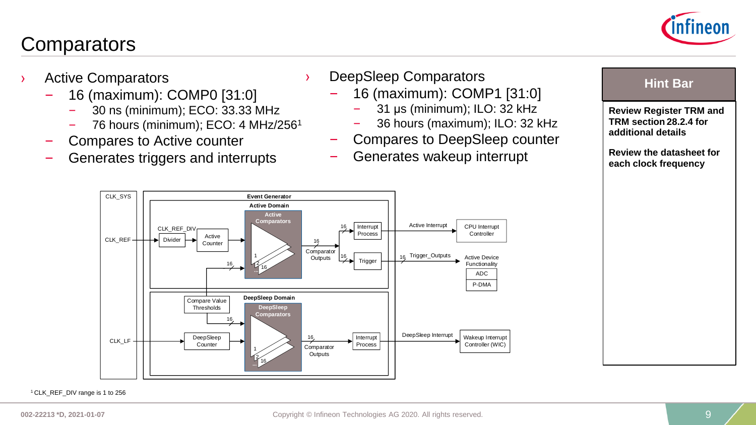# Comparators

- Active Comparators
  - 16 (maximum): COMP0 [31:0]
    - 30 ns (minimum); ECO: 33.33 MHz
    - 76 hours (minimum); ECO: 4 MHz/256[1]
  - Compares to Active counter
  - Generates triggers and interrupts

- DeepSleep Comparators
  - 16 (maximum): COMP1 [31:0]
    - 31 µs (minimum); ILO: 32 kHz
    - 36 hours (maximum); ILO: 32 kHz
  - Compares to DeepSleep counter
  - Generates wakeup interrupt

**Hint Bar**

**Review Register TRM and TRM section 28.2.4 for additional details**

**Review the datasheet for each clock frequency**

CLK_SYS, CLK_REF, CLK_LF

Event Generator — Active Domain: CLK_REF_DIV, Divider, Active Counter, Active Comparators (1, 2, ..., 16), Comparator Outputs (16), Interrupt Process, Trigger, Active Interrupt → CPU Interrupt Controller, Trigger_Outputs (16) → Active Device Functionality (ADC, P-DMA)

Compare Value Thresholds (16)

DeepSleep Domain: DeepSleep Counter, DeepSleep Comparators (1, 2, ..., 16), Comparator Outputs (16), Interrupt Process, DeepSleep Interrupt → Wakeup Interrupt Controller (WIC)

[1] CLK_REF_DIV range is 1 to 256

002-22213 *D, 2021-01-07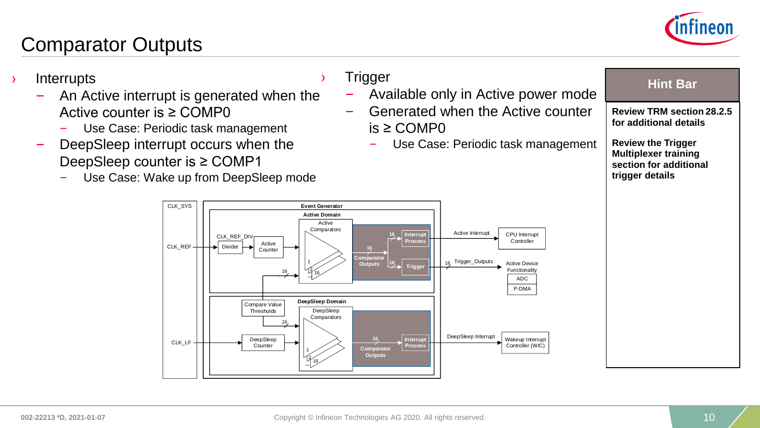# Comparator Outputs

- Interrupts
  - An Active interrupt is generated when the Active counter is ≥ COMP0
    - Use Case: Periodic task management
  - DeepSleep interrupt occurs when the DeepSleep counter is ≥ COMP1
    - Use Case: Wake up from DeepSleep mode

- Trigger
  - Available only in Active power mode
  - Generated when the Active counter is ≥ COMP0
    - Use Case: Periodic task management

**Hint Bar**

**Review TRM section 28.2.5 for additional details**

**Review the Trigger Multiplexer training section for additional trigger details**

CLK_SYS | Event Generator | Active Domain | Active Comparators | CLK_REF | CLK_REF_DIV | Divider | Active Counter | 16 | Comparator Outputs | Interrupt Process | Trigger | Active Interrupt | CPU Interrupt Controller | Trigger_Outputs | Active Device Functionality | ADC | P-DMA | Compare Value Thresholds | DeepSleep Domain | DeepSleep Comparators | CLK_LF | DeepSleep Counter | DeepSleep Interrupt | Wakeup Interrupt Controller (WIC)

002-22213 *D, 2021-01-07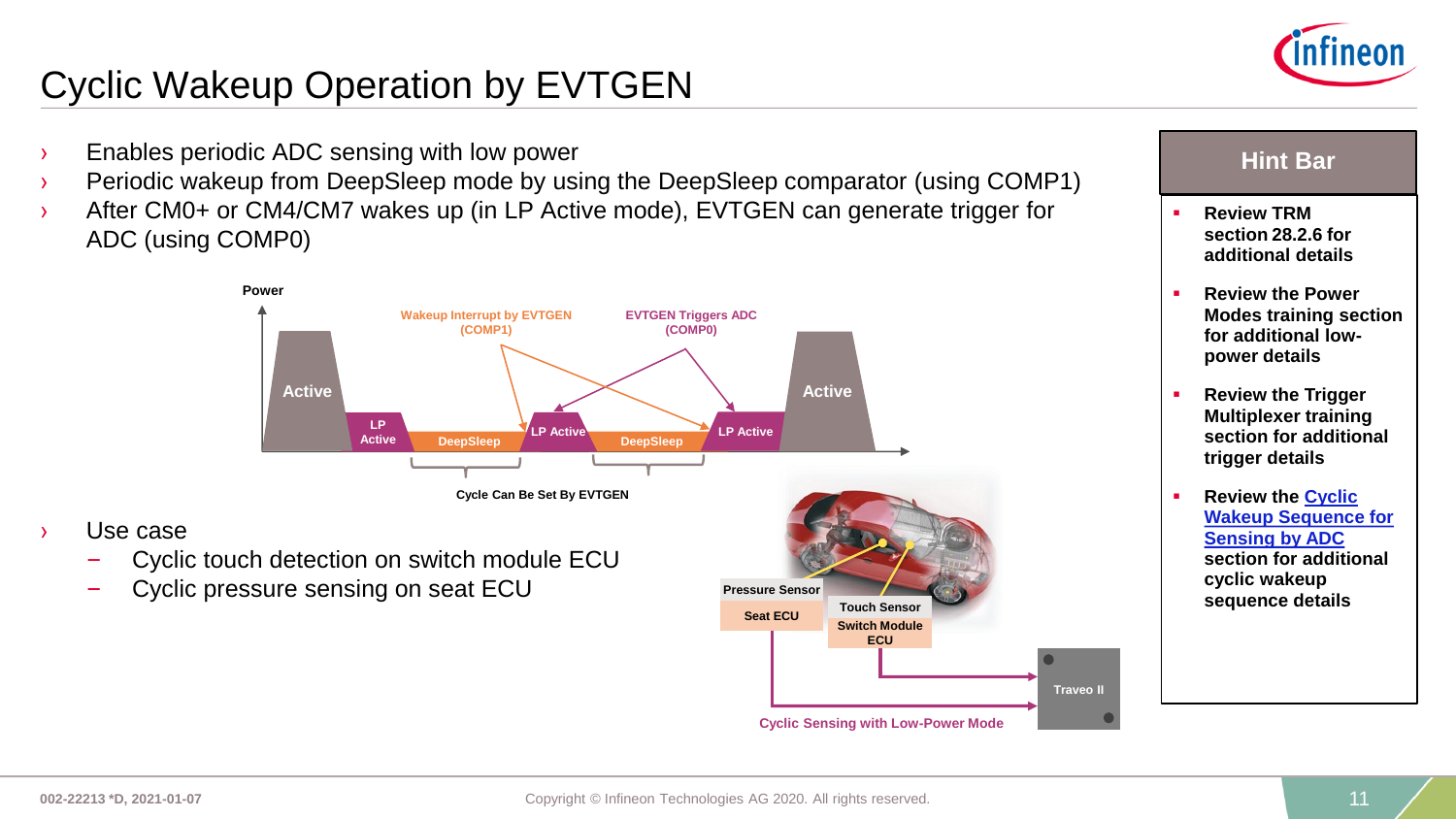# Cyclic Wakeup Operation by EVTGEN

- Enables periodic ADC sensing with low power
- Periodic wakeup from DeepSleep mode by using the DeepSleep comparator (using COMP1)
- After CM0+ or CM4/CM7 wakes up (in LP Active mode), EVTGEN can generate trigger for ADC (using COMP0)

Power

Wakeup Interrupt by EVTGEN (COMP1)

EVTGEN Triggers ADC (COMP0)

Active | LP Active | DeepSleep | LP Active | DeepSleep | LP Active | Active

Cycle Can Be Set By EVTGEN

- Use case
  - Cyclic touch detection on switch module ECU
  - Cyclic pressure sensing on seat ECU

Pressure Sensor | Seat ECU | Touch Sensor | Switch Module ECU | Traveo II

Cyclic Sensing with Low-Power Mode

## Hint Bar

- **Review TRM section 28.2.6 for additional details**
- **Review the Power Modes training section for additional low-power details**
- **Review the Trigger Multiplexer training section for additional trigger details**
- **Review the Cyclic Wakeup Sequence for Sensing by ADC section for additional cyclic wakeup sequence details**

002-22213 *D, 2021-01-07

Copyright © Infineon Technologies AG 2020. All rights reserved.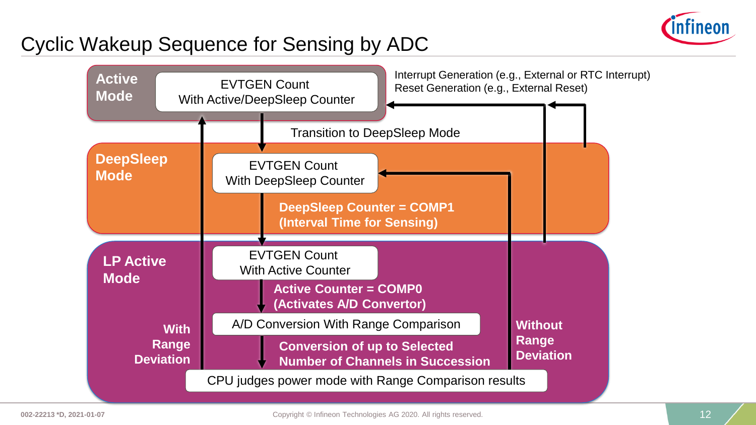# Cyclic Wakeup Sequence for Sensing by ADC

**Active Mode**

EVTGEN Count
With Active/DeepSleep Counter

Interrupt Generation (e.g., External or RTC Interrupt)
Reset Generation (e.g., External Reset)

Transition to DeepSleep Mode

**DeepSleep Mode**

EVTGEN Count
With DeepSleep Counter

**DeepSleep Counter = COMP1**
**(Interval Time for Sensing)**

**LP Active Mode**

EVTGEN Count
With Active Counter

**Active Counter = COMP0**
**(Activates A/D Convertor)**

A/D Conversion With Range Comparison

**Conversion of up to Selected Number of Channels in Succession**

CPU judges power mode with Range Comparison results

**With Range Deviation**

**Without Range Deviation**

002-22213 *D, 2021-01-07

Copyright © Infineon Technologies AG 2020. All rights reserved.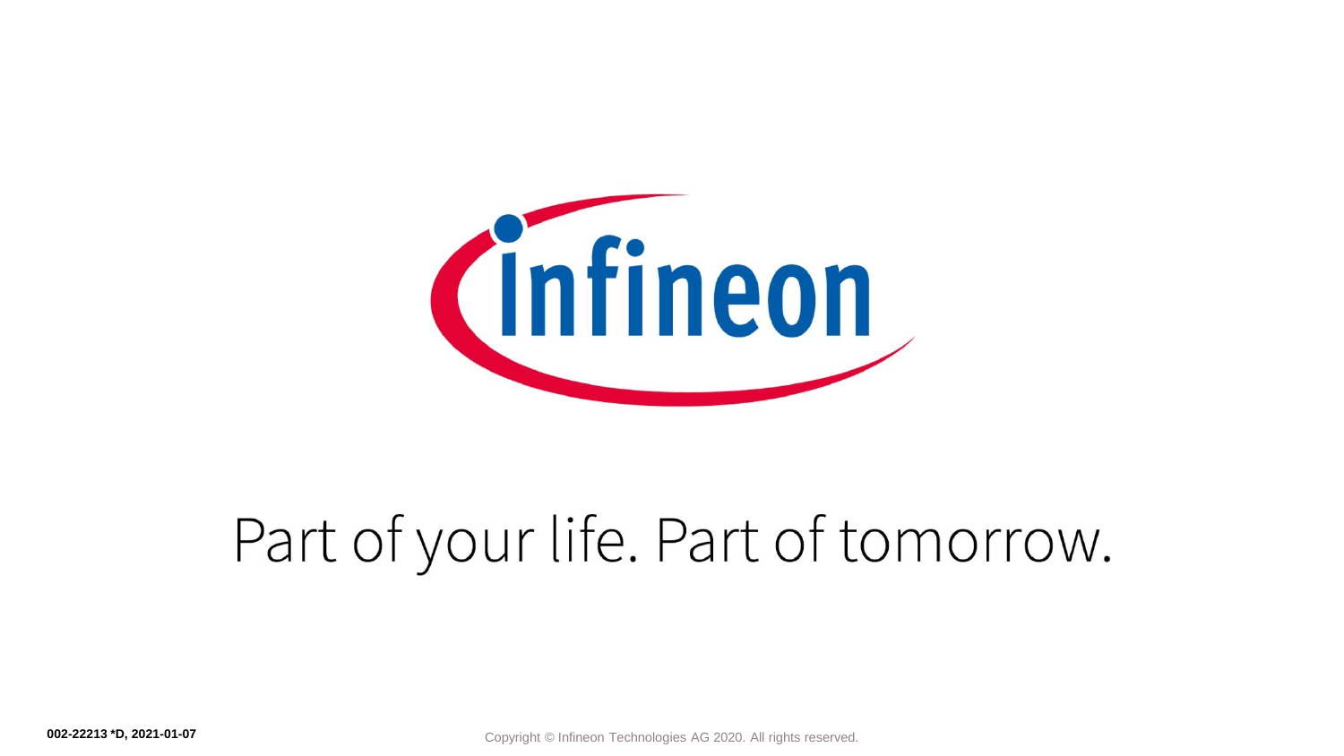Part of your life. Part of tomorrow.

002-22213 *D, 2021-01-07

Copyright © Infineon Technologies AG 2020. All rights reserved.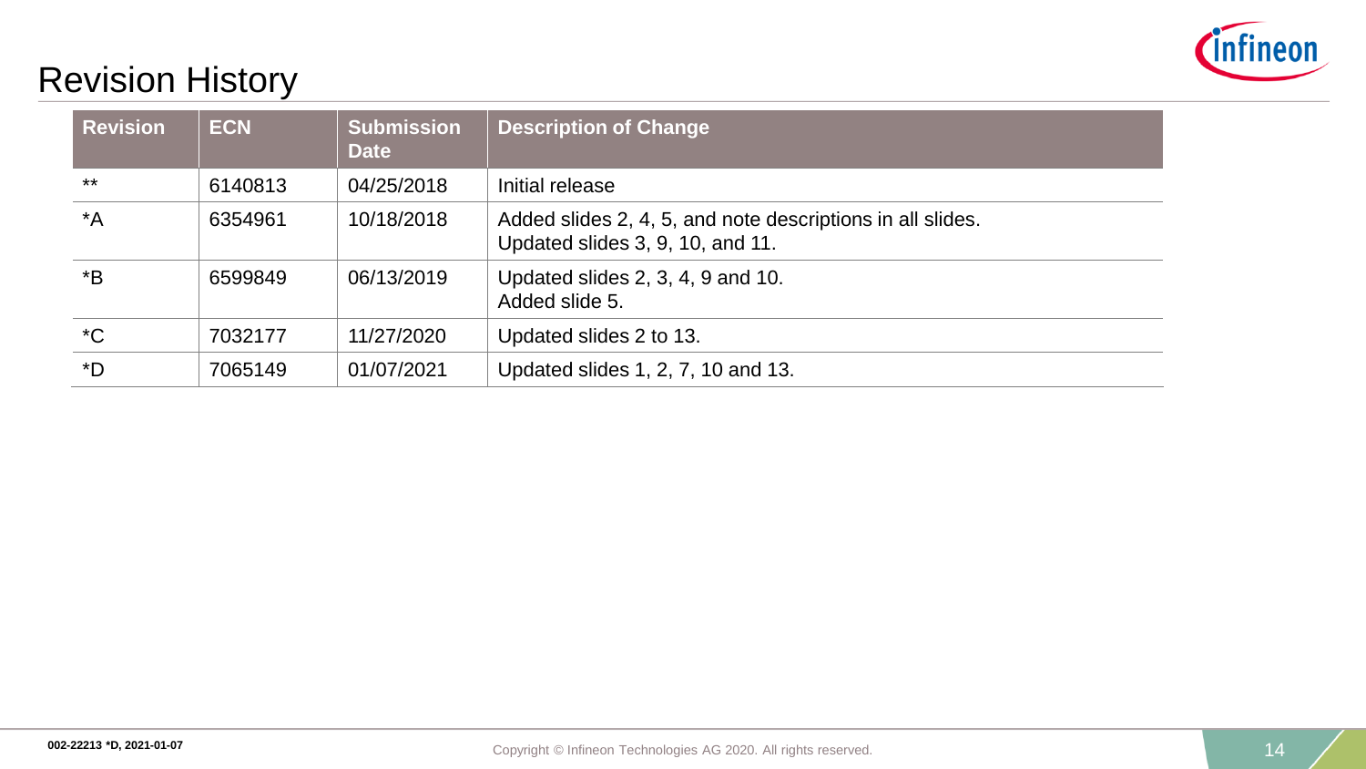# Revision History

| Revision | ECN | Submission Date | Description of Change |
| --- | --- | --- | --- |
| ** | 6140813 | 04/25/2018 | Initial release |
| *A | 6354961 | 10/18/2018 | Added slides 2, 4, 5, and note descriptions in all slides.<br>Updated slides 3, 9, 10, and 11. |
| *B | 6599849 | 06/13/2019 | Updated slides 2, 3, 4, 9 and 10.<br>Added slide 5. |
| *C | 7032177 | 11/27/2020 | Updated slides 2 to 13. |
| *D | 7065149 | 01/07/2021 | Updated slides 1, 2, 7, 10 and 13. |